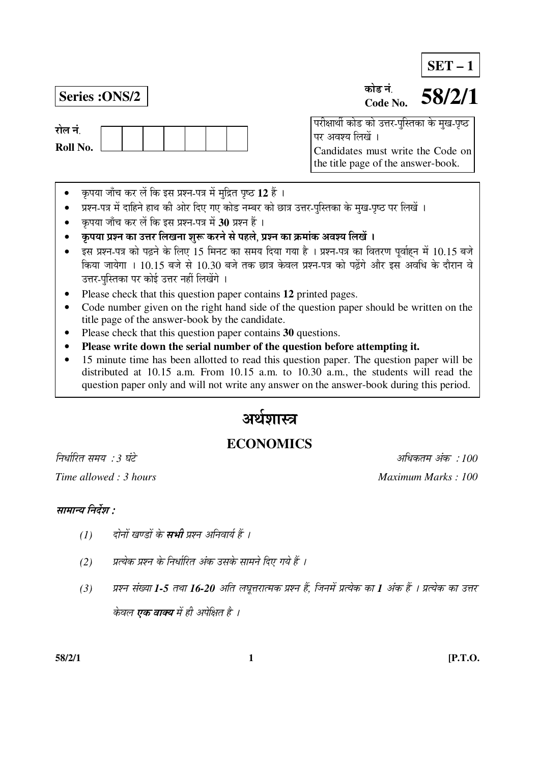**SET – 1**

**Series : ONS/2**

कोड नं.
Code No. **58/2/1**

रोल नं.
Roll No.

| | | | | | | |
|---|---|---|---|---|---|---|

परीक्षार्थी कोड को उत्तर-पुस्तिका के मुख-पृष्ठ पर अवश्य लिखें ।
Candidates must write the Code on the title page of the answer-book.

- कृपया जाँच कर लें कि इस प्रश्न-पत्र में मुद्रित पृष्ठ **12** हैं ।
- प्रश्न-पत्र में दाहिने हाथ की ओर दिए गए कोड नम्बर को छात्र उत्तर-पुस्तिका के मुख-पृष्ठ पर लिखें ।
- कृपया जाँच कर लें कि इस प्रश्न-पत्र में **30** प्रश्न हैं ।
- **कृपया प्रश्न का उत्तर लिखना शुरू करने से पहले, प्रश्न का क्रमांक अवश्य लिखें ।**
- इस प्रश्न-पत्र को पढ़ने के लिए 15 मिनट का समय दिया गया है । प्रश्न-पत्र का वितरण पूर्वाह्न में 10.15 बजे किया जायेगा । 10.15 बजे से 10.30 बजे तक छात्र केवल प्रश्न-पत्र को पढ़ेंगे और इस अवधि के दौरान वे उत्तर-पुस्तिका पर कोई उत्तर नहीं लिखेंगे ।
- Please check that this question paper contains **12** printed pages.
- Code number given on the right hand side of the question paper should be written on the title page of the answer-book by the candidate.
- Please check that this question paper contains **30** questions.
- **Please write down the serial number of the question before attempting it.**
- 15 minute time has been allotted to read this question paper. The question paper will be distributed at 10.15 a.m. From 10.15 a.m. to 10.30 a.m., the students will read the question paper only and will not write any answer on the answer-book during this period.

# अर्थशास्त्र

# ECONOMICS

*निर्धारित समय : 3 घंटे* | *अधिकतम अंक : 100*

*Time allowed : 3 hours* | *Maximum Marks : 100*

***सामान्य निर्देश :***

*(1) दोनों खण्डों के **सभी** प्रश्न अनिवार्य हैं ।*

*(2) प्रत्येक प्रश्न के निर्धारित अंक उसके सामने दिए गये हैं ।*

*(3) प्रश्न संख्या **1-5** तथा **16-20** अति लघूत्तरात्मक प्रश्न हैं, जिनमें प्रत्येक का **1** अंक हैं । प्रत्येक का उत्तर केवल **एक वाक्य** में ही अपेक्षित है ।*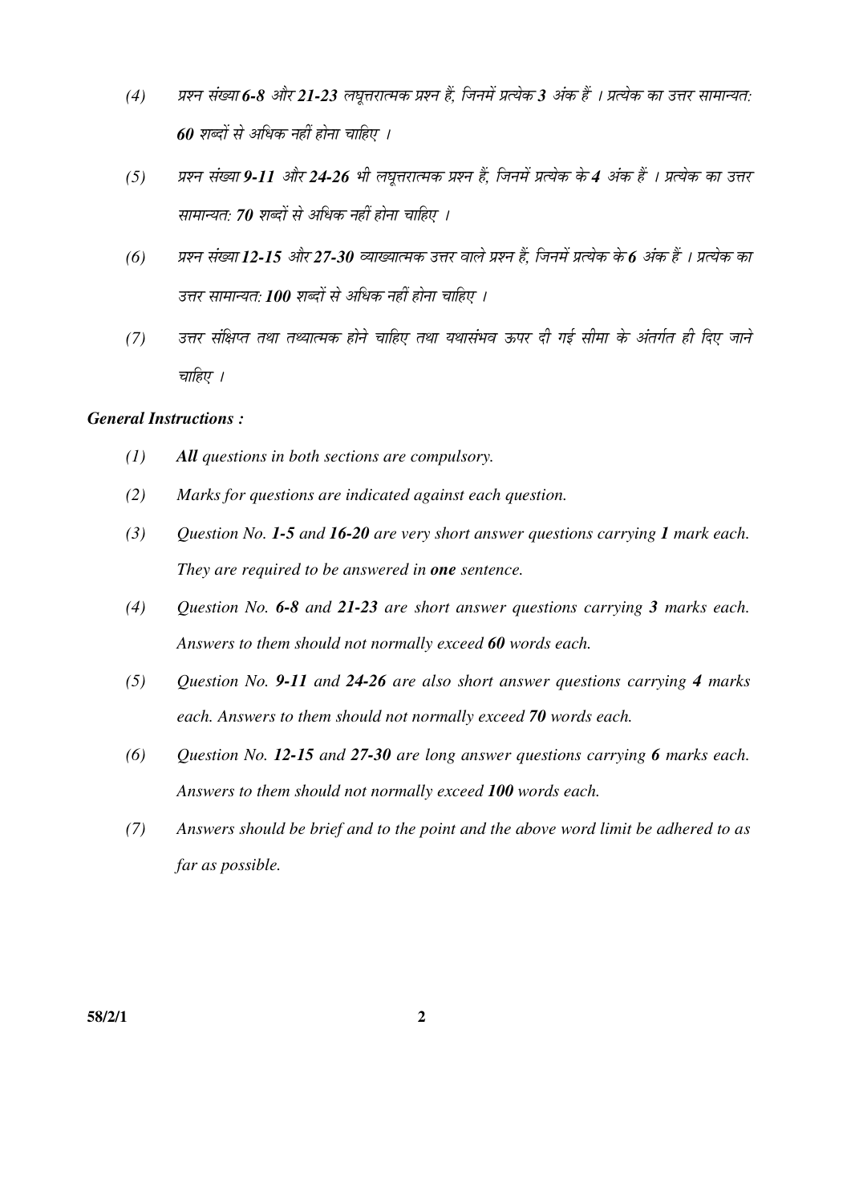*(4) प्रश्न संख्या **6-8** और **21-23** लघूत्तरात्मक प्रश्न हैं, जिनमें प्रत्येक **3** अंक हैं । प्रत्येक का उत्तर सामान्यत: **60** शब्दों से अधिक नहीं होना चाहिए ।*

*(5) प्रश्न संख्या **9-11** और **24-26** भी लघूत्तरात्मक प्रश्न हैं, जिनमें प्रत्येक के **4** अंक हैं । प्रत्येक का उत्तर सामान्यत: **70** शब्दों से अधिक नहीं होना चाहिए ।*

*(6) प्रश्न संख्या **12-15** और **27-30** व्याख्यात्मक उत्तर वाले प्रश्न हैं, जिनमें प्रत्येक के **6** अंक हैं । प्रत्येक का उत्तर सामान्यत: **100** शब्दों से अधिक नहीं होना चाहिए ।*

*(7) उत्तर संक्षिप्त तथा तथ्यात्मक होने चाहिए तथा यथासंभव ऊपर दी गई सीमा के अंतर्गत ही दिए जाने चाहिए ।*

### *General Instructions :*

*(1) **All** questions in both sections are compulsory.*

*(2) Marks for questions are indicated against each question.*

*(3) Question No. **1-5** and **16-20** are very short answer questions carrying **1** mark each. They are required to be answered in **one** sentence.*

*(4) Question No. **6-8** and **21-23** are short answer questions carrying **3** marks each. Answers to them should not normally exceed **60** words each.*

*(5) Question No. **9-11** and **24-26** are also short answer questions carrying **4** marks each. Answers to them should not normally exceed **70** words each.*

*(6) Question No. **12-15** and **27-30** are long answer questions carrying **6** marks each. Answers to them should not normally exceed **100** words each.*

*(7) Answers should be brief and to the point and the above word limit be adhered to as far as possible.*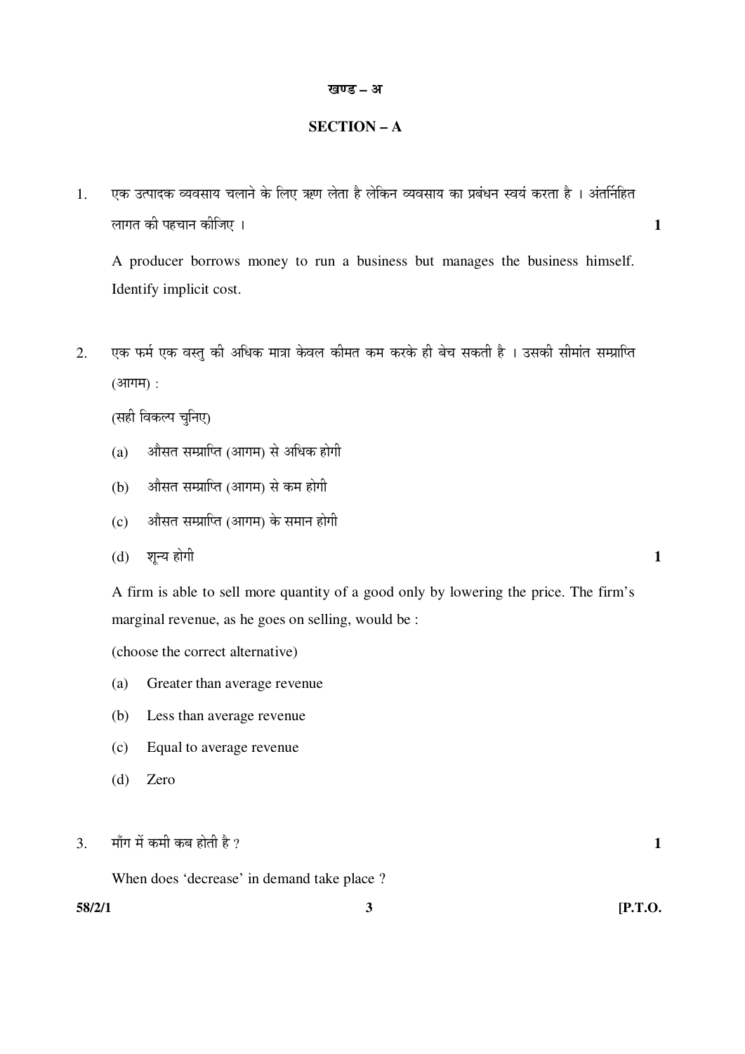## खण्ड – अ

## SECTION – A

1. एक उत्पादक व्यवसाय चलाने के लिए ऋण लेता है लेकिन व्यवसाय का प्रबंधन स्वयं करता है । अंतर्निहित लागत की पहचान कीजिए । **1**

   A producer borrows money to run a business but manages the business himself. Identify implicit cost.

2. एक फर्म एक वस्तु की अधिक मात्रा केवल कीमत कम करके ही बेच सकती है । उसकी सीमांत सम्प्राप्ति (आगम) :

   (सही विकल्प चुनिए)

   (a) औसत सम्प्राप्ति (आगम) से अधिक होगी

   (b) औसत सम्प्राप्ति (आगम) से कम होगी

   (c) औसत सम्प्राप्ति (आगम) के समान होगी

   (d) शून्य होगी **1**

   A firm is able to sell more quantity of a good only by lowering the price. The firm's marginal revenue, as he goes on selling, would be :

   (choose the correct alternative)

   (a) Greater than average revenue

   (b) Less than average revenue

   (c) Equal to average revenue

   (d) Zero

3. माँग में कमी कब होती है ? **1**

   When does 'decrease' in demand take place ?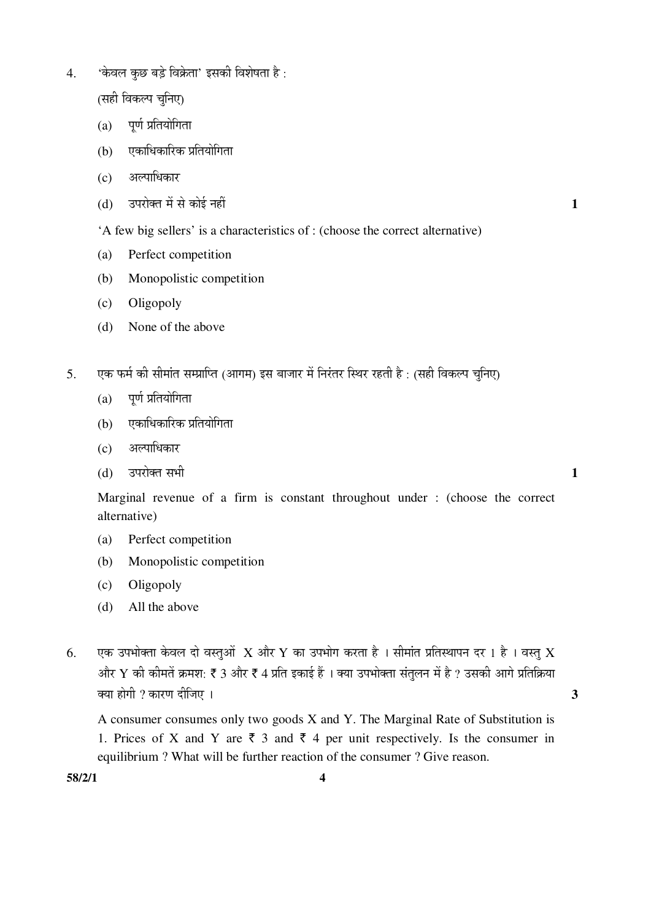4. 'केवल कुछ बड़े विक्रेता' इसकी विशेषता है :

   (सही विकल्प चुनिए)

   (a) पूर्ण प्रतियोगिता

   (b) एकाधिकारिक प्रतियोगिता

   (c) अल्पाधिकार

   (d) उपरोक्त में से कोई नहीं **1**

   'A few big sellers' is a characteristics of : (choose the correct alternative)

   (a) Perfect competition

   (b) Monopolistic competition

   (c) Oligopoly

   (d) None of the above

5. एक फर्म की सीमांत सम्प्राप्ति (आगम) इस बाजार में निरंतर स्थिर रहती है : (सही विकल्प चुनिए)

   (a) पूर्ण प्रतियोगिता

   (b) एकाधिकारिक प्रतियोगिता

   (c) अल्पाधिकार

   (d) उपरोक्त सभी **1**

   Marginal revenue of a firm is constant throughout under : (choose the correct alternative)

   (a) Perfect competition

   (b) Monopolistic competition

   (c) Oligopoly

   (d) All the above

6. एक उपभोक्ता केवल दो वस्तुओं X और Y का उपभोग करता है । सीमांत प्रतिस्थापन दर 1 है । वस्तु X और Y की कीमतें क्रमश: ₹ 3 और ₹ 4 प्रति इकाई हैं । क्या उपभोक्ता संतुलन में है ? उसकी आगे प्रतिक्रिया क्या होगी ? कारण दीजिए । **3**

   A consumer consumes only two goods X and Y. The Marginal Rate of Substitution is 1. Prices of X and Y are ₹ 3 and ₹ 4 per unit respectively. Is the consumer in equilibrium ? What will be further reaction of the consumer ? Give reason.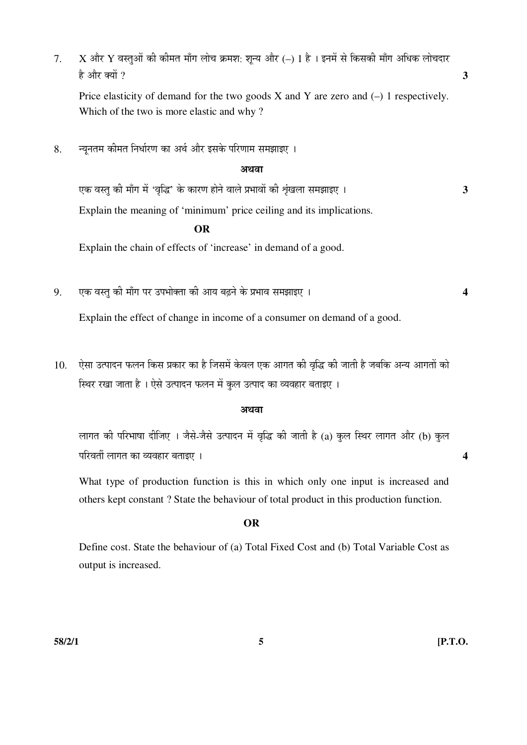7. X और Y वस्तुओं की कीमत माँग लोच क्रमश: शून्य और (–) 1 है । इनमें से किसकी माँग अधिक लोचदार है और क्यों ? **3**

   Price elasticity of demand for the two goods X and Y are zero and (–) 1 respectively. Which of the two is more elastic and why ?

8. न्यूनतम कीमत निर्धारण का अर्थ और इसके परिणाम समझाइए ।

   **अथवा**

   एक वस्तु की माँग में 'वृद्धि' के कारण होने वाले प्रभावों की श्रृंखला समझाइए । **3**

   Explain the meaning of 'minimum' price ceiling and its implications.

   **OR**

   Explain the chain of effects of 'increase' in demand of a good.

9. एक वस्तु की माँग पर उपभोक्ता की आय बढ़ने के प्रभाव समझाइए । **4**

   Explain the effect of change in income of a consumer on demand of a good.

10. ऐसा उत्पादन फलन किस प्रकार का है जिसमें केवल एक आगत की वृद्धि की जाती है जबकि अन्य आगतों को स्थिर रखा जाता है । ऐसे उत्पादन फलन में कुल उत्पाद का व्यवहार बताइए ।

    **अथवा**

    लागत की परिभाषा दीजिए । जैसे-जैसे उत्पादन में वृद्धि की जाती है (a) कुल स्थिर लागत और (b) कुल परिवर्ती लागत का व्यवहार बताइए । **4**

    What type of production function is this in which only one input is increased and others kept constant ? State the behaviour of total product in this production function.

    **OR**

    Define cost. State the behaviour of (a) Total Fixed Cost and (b) Total Variable Cost as output is increased.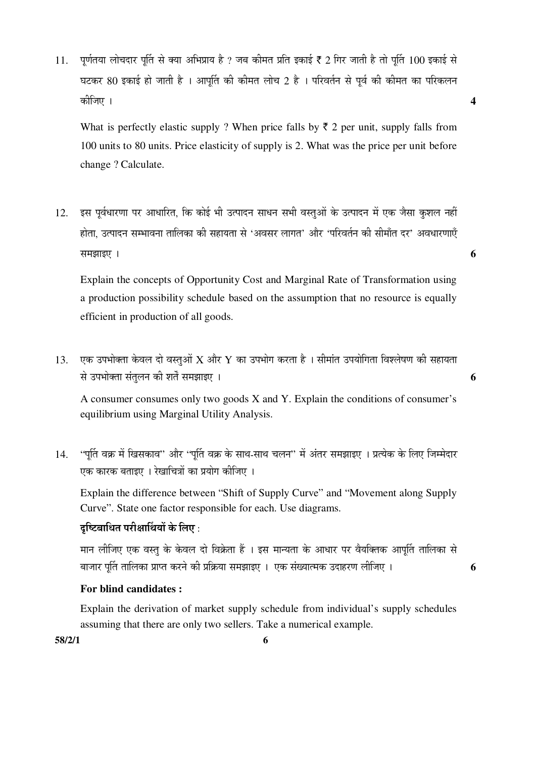11. पूर्णतया लोचदार पूर्ति से क्या अभिप्राय है ? जब कीमत प्रति इकाई ₹ 2 गिर जाती है तो पूर्ति 100 इकाई से घटकर 80 इकाई हो जाती है । आपूर्ति की कीमत लोच 2 है । परिवर्तन से पूर्व की कीमत का परिकलन कीजिए । **4**

    What is perfectly elastic supply ? When price falls by ₹ 2 per unit, supply falls from 100 units to 80 units. Price elasticity of supply is 2. What was the price per unit before change ? Calculate.

12. इस पूर्वधारणा पर आधारित, कि कोई भी उत्पादन साधन सभी वस्तुओं के उत्पादन में एक जैसा कुशल नहीं होता, उत्पादन सम्भावना तालिका की सहायता से 'अवसर लागत' और 'परिवर्तन की सीमाँत दर' अवधारणाएँ समझाइए । **6**

    Explain the concepts of Opportunity Cost and Marginal Rate of Transformation using a production possibility schedule based on the assumption that no resource is equally efficient in production of all goods.

13. एक उपभोक्ता केवल दो वस्तुओं X और Y का उपभोग करता है । सीमांत उपयोगिता विश्लेषण की सहायता से उपभोक्ता संतुलन की शर्तें समझाइए । **6**

    A consumer consumes only two goods X and Y. Explain the conditions of consumer's equilibrium using Marginal Utility Analysis.

14. "पूर्ति वक्र में खिसकाव" और "पूर्ति वक्र के साथ-साथ चलन" में अंतर समझाइए । प्रत्येक के लिए जिम्मेदार एक कारक बताइए । रेखाचित्रों का प्रयोग कीजिए ।

    Explain the difference between "Shift of Supply Curve" and "Movement along Supply Curve". State one factor responsible for each. Use diagrams.

    **दृष्टिबाधित परीक्षार्थियों के लिए :**

    मान लीजिए एक वस्तु के केवल दो विक्रेता हैं । इस मान्यता के आधार पर वैयक्तिक आपूर्ति तालिका से बाजार पूर्ति तालिका प्राप्त करने की प्रक्रिया समझाइए । एक संख्यात्मक उदाहरण लीजिए । **6**

    **For blind candidates :**

    Explain the derivation of market supply schedule from individual's supply schedules assuming that there are only two sellers. Take a numerical example.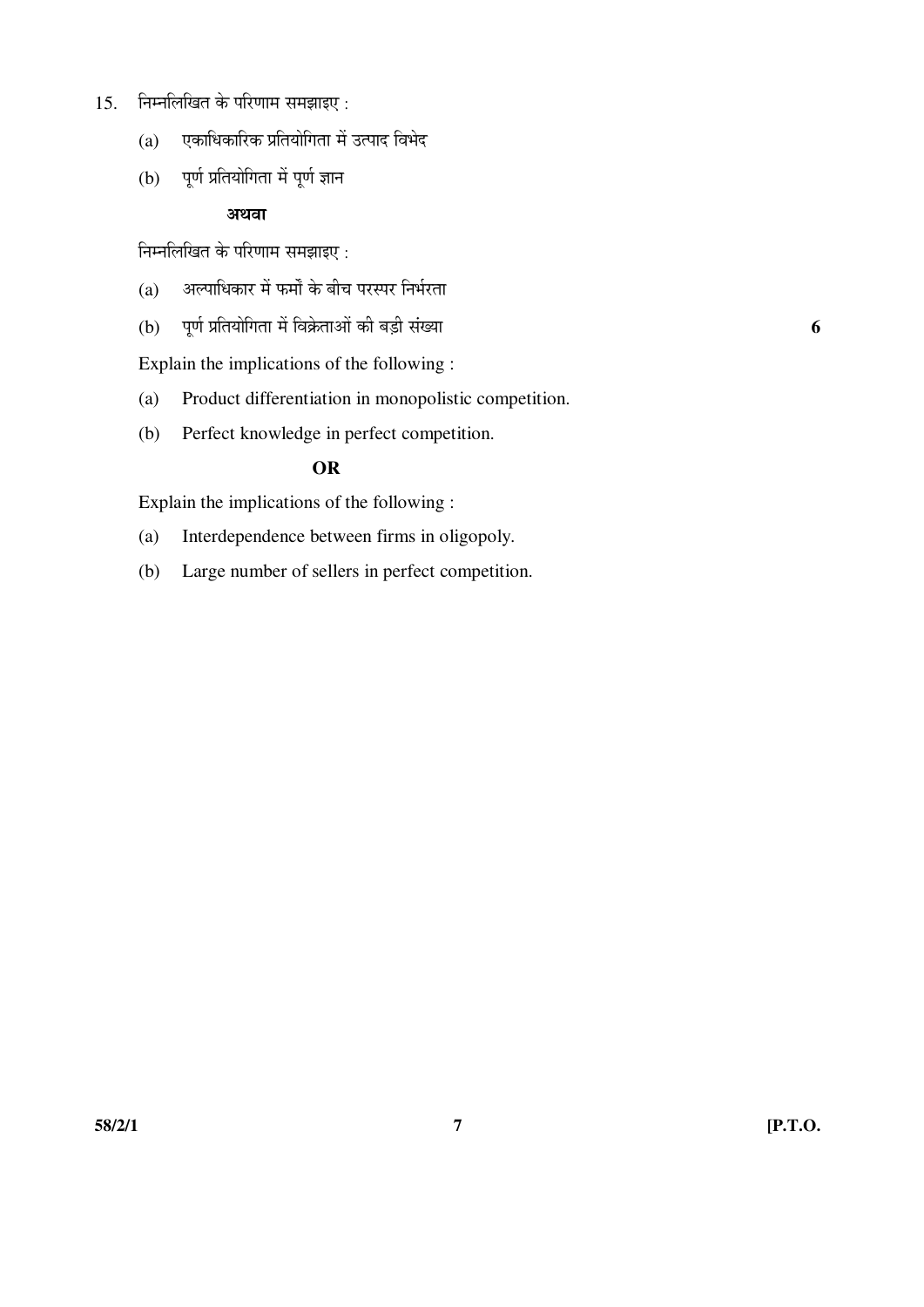15. निम्नलिखित के परिणाम समझाइए :

(a) एकाधिकारिक प्रतियोगिता में उत्पाद विभेद

(b) पूर्ण प्रतियोगिता में पूर्ण ज्ञान

**अथवा**

निम्नलिखित के परिणाम समझाइए :

(a) अल्पाधिकार में फर्मों के बीच परस्पर निर्भरता

(b) पूर्ण प्रतियोगिता में विक्रेताओं की बड़ी संख्या **6**

Explain the implications of the following :

(a) Product differentiation in monopolistic competition.

(b) Perfect knowledge in perfect competition.

**OR**

Explain the implications of the following :

(a) Interdependence between firms in oligopoly.

(b) Large number of sellers in perfect competition.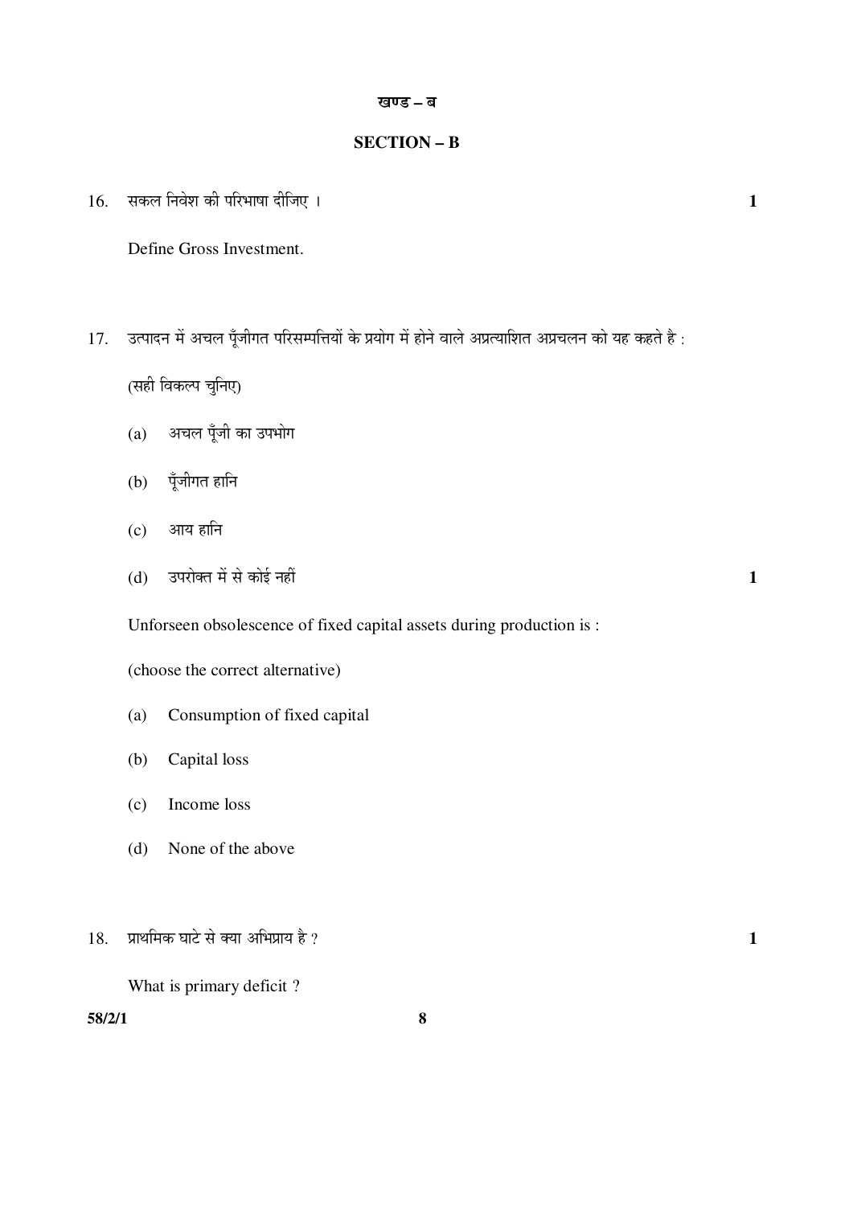## खण्ड – ब

## SECTION – B

16. सकल निवेश की परिभाषा दीजिए । **1**

    Define Gross Investment.

17. उत्पादन में अचल पूँजीगत परिसम्पत्तियों के प्रयोग में होने वाले अप्रत्याशित अप्रचलन को यह कहते है :

    (सही विकल्प चुनिए)

    (a) अचल पूँजी का उपभोग

    (b) पूँजीगत हानि

    (c) आय हानि

    (d) उपरोक्त में से कोई नहीं **1**

    Unforseen obsolescence of fixed capital assets during production is :

    (choose the correct alternative)

    (a) Consumption of fixed capital

    (b) Capital loss

    (c) Income loss

    (d) None of the above

18. प्राथमिक घाटे से क्या अभिप्राय है ? **1**

    What is primary deficit ?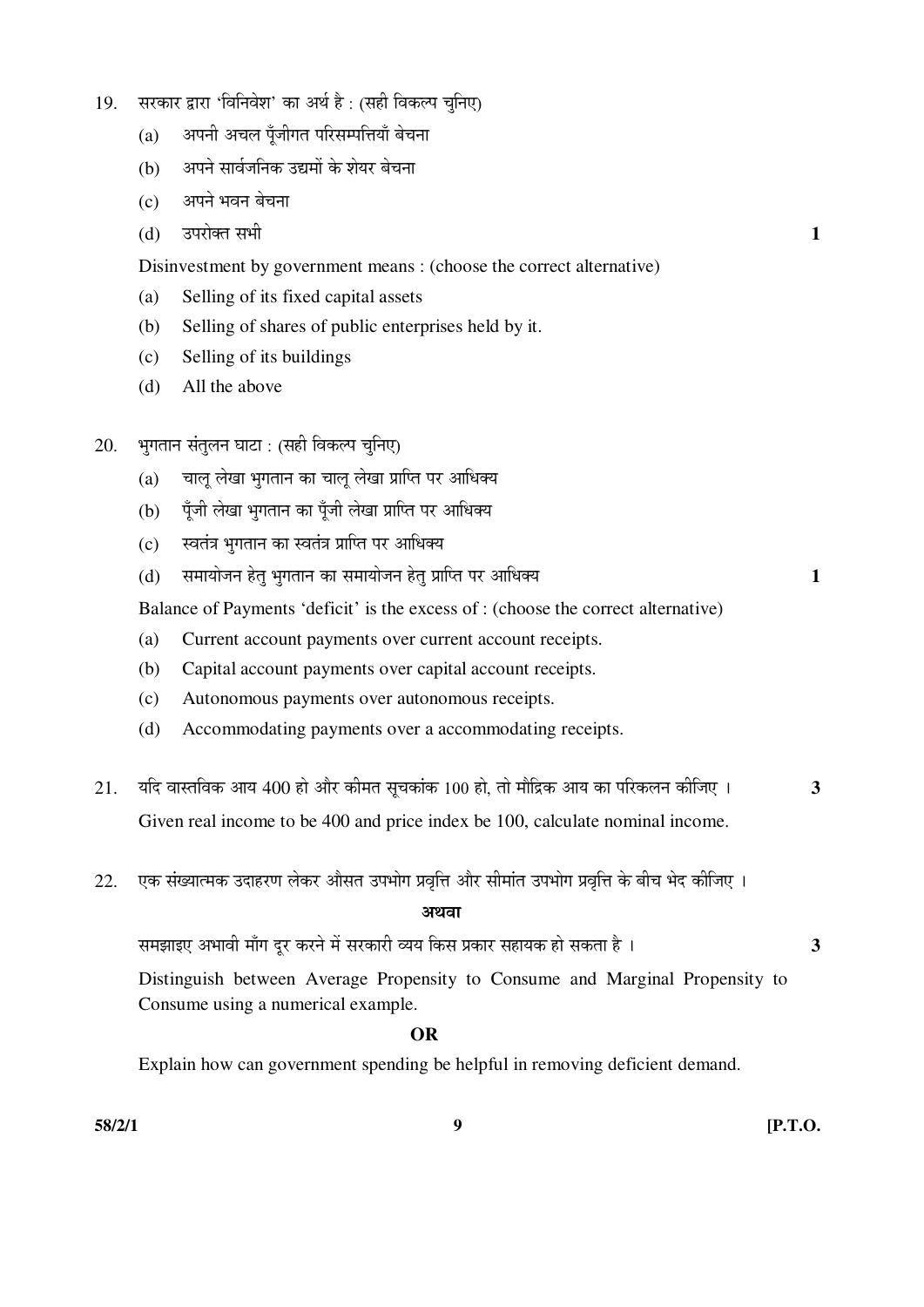19. सरकार द्वारा 'विनिवेश' का अर्थ है : (सही विकल्प चुनिए)

 (a) अपनी अचल पूँजीगत परिसम्पत्तियाँ बेचना

 (b) अपने सार्वजनिक उद्यमों के शेयर बेचना

 (c) अपने भवन बेचना

 (d) उपरोक्त सभी **1**

 Disinvestment by government means : (choose the correct alternative)

 (a) Selling of its fixed capital assets

 (b) Selling of shares of public enterprises held by it.

 (c) Selling of its buildings

 (d) All the above

20. भुगतान संतुलन घाटा : (सही विकल्प चुनिए)

 (a) चालू लेखा भुगतान का चालू लेखा प्राप्ति पर आधिक्य

 (b) पूँजी लेखा भुगतान का पूँजी लेखा प्राप्ति पर आधिक्य

 (c) स्वतंत्र भुगतान का स्वतंत्र प्राप्ति पर आधिक्य

 (d) समायोजन हेतु भुगतान का समायोजन हेतु प्राप्ति पर आधिक्य **1**

 Balance of Payments 'deficit' is the excess of : (choose the correct alternative)

 (a) Current account payments over current account receipts.

 (b) Capital account payments over capital account receipts.

 (c) Autonomous payments over autonomous receipts.

 (d) Accommodating payments over a accommodating receipts.

21. यदि वास्तविक आय 400 हो और कीमत सूचकांक 100 हो, तो मौद्रिक आय का परिकलन कीजिए । **3**

 Given real income to be 400 and price index be 100, calculate nominal income.

22. एक संख्यात्मक उदाहरण लेकर औसत उपभोग प्रवृत्ति और सीमांत उपभोग प्रवृत्ति के बीच भेद कीजिए ।

 **अथवा**

 समझाइए अभावी माँग दूर करने में सरकारी व्यय किस प्रकार सहायक हो सकता है । **3**

 Distinguish between Average Propensity to Consume and Marginal Propensity to Consume using a numerical example.

 **OR**

 Explain how can government spending be helpful in removing deficient demand.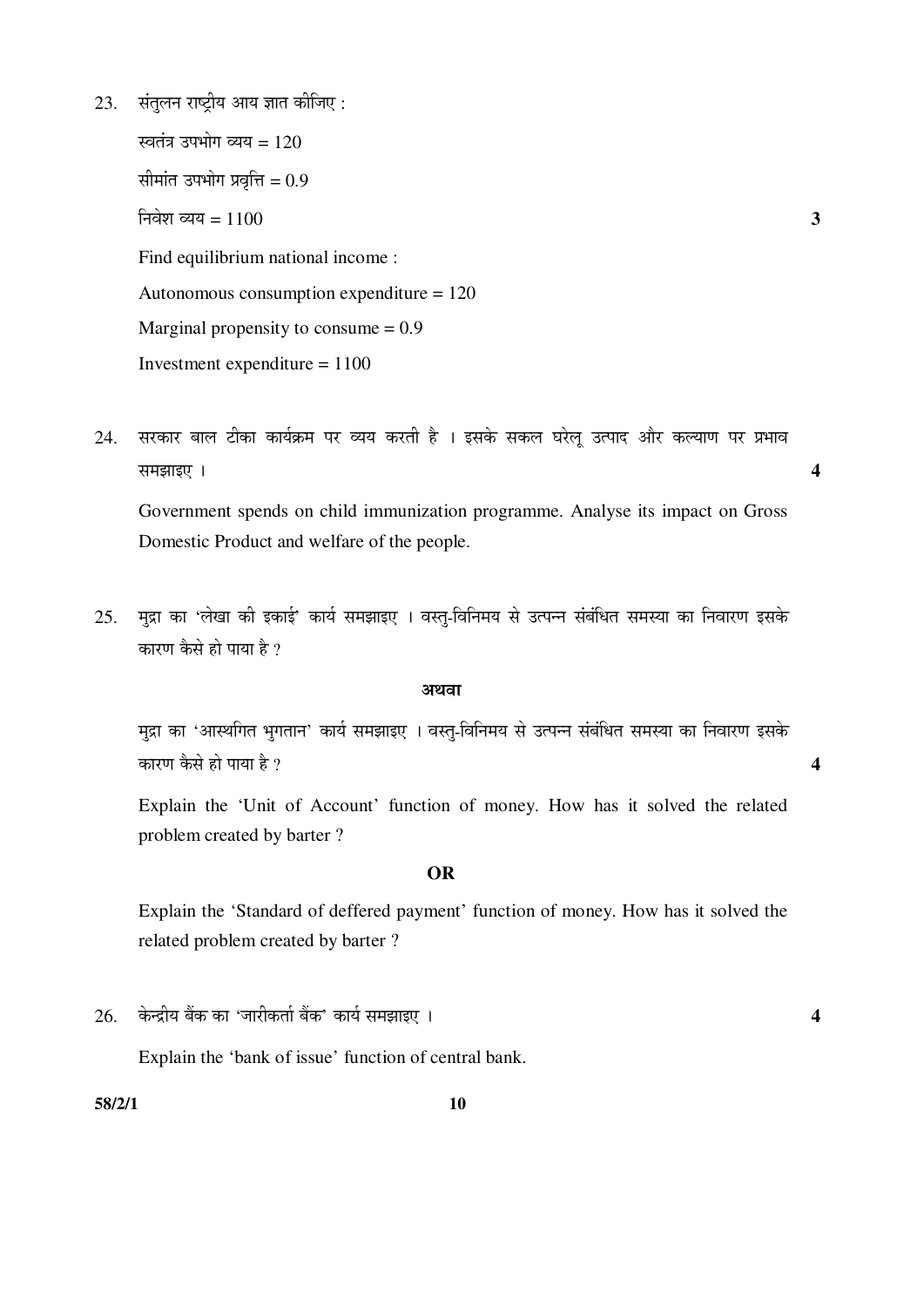23. संतुलन राष्ट्रीय आय ज्ञात कीजिए :

स्वतंत्र उपभोग व्यय = 120

सीमांत उपभोग प्रवृत्ति = 0.9

निवेश व्यय = 1100 **3**

Find equilibrium national income :

Autonomous consumption expenditure = 120

Marginal propensity to consume = 0.9

Investment expenditure = 1100

24. सरकार बाल टीका कार्यक्रम पर व्यय करती है । इसके सकल घरेलू उत्पाद और कल्याण पर प्रभाव समझाइए । **4**

Government spends on child immunization programme. Analyse its impact on Gross Domestic Product and welfare of the people.

25. मुद्रा का 'लेखा की इकाई' कार्य समझाइए । वस्तु-विनिमय से उत्पन्न संबंधित समस्या का निवारण इसके कारण कैसे हो पाया है ?

**अथवा**

मुद्रा का 'आस्थगित भुगतान' कार्य समझाइए । वस्तु-विनिमय से उत्पन्न संबंधित समस्या का निवारण इसके कारण कैसे हो पाया है ? **4**

Explain the 'Unit of Account' function of money. How has it solved the related problem created by barter ?

**OR**

Explain the 'Standard of deffered payment' function of money. How has it solved the related problem created by barter ?

26. केन्द्रीय बैंक का 'जारीकर्ता बैंक' कार्य समझाइए । **4**

Explain the 'bank of issue' function of central bank.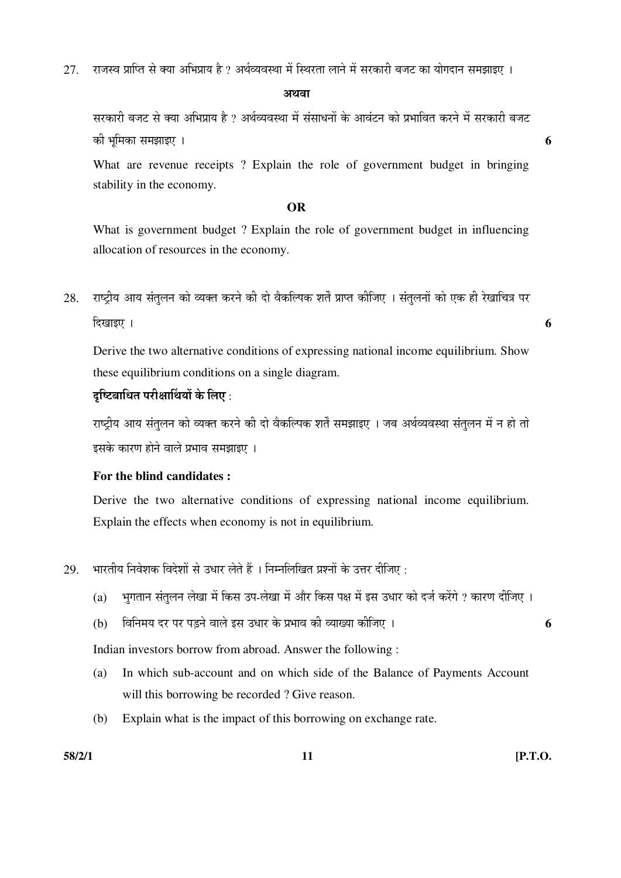27. राजस्व प्राप्ति से क्या अभिप्राय है ? अर्थव्यवस्था में स्थिरता लाने में सरकारी बजट का योगदान समझाइए ।

**अथवा**

सरकारी बजट से क्या अभिप्राय है ? अर्थव्यवस्था में संसाधनों के आवंटन को प्रभावित करने में सरकारी बजट की भूमिका समझाइए । **6**

What are revenue receipts ? Explain the role of government budget in bringing stability in the economy.

**OR**

What is government budget ? Explain the role of government budget in influencing allocation of resources in the economy.

28. राष्ट्रीय आय संतुलन को व्यक्त करने की दो वैकल्पिक शर्तें प्राप्त कीजिए । संतुलनों को एक ही रेखाचित्र पर दिखाइए । **6**

Derive the two alternative conditions of expressing national income equilibrium. Show these equilibrium conditions on a single diagram.

**दृष्टिबाधित परीक्षार्थियों के लिए** :

राष्ट्रीय आय संतुलन को व्यक्त करने की दो वैकल्पिक शर्तें समझाइए । जब अर्थव्यवस्था संतुलन में न हो तो इसके कारण होने वाले प्रभाव समझाइए ।

**For the blind candidates :**

Derive the two alternative conditions of expressing national income equilibrium. Explain the effects when economy is not in equilibrium.

29. भारतीय निवेशक विदेशों से उधार लेते हैं । निम्नलिखित प्रश्नों के उत्तर दीजिए :

(a) भुगतान संतुलन लेखा में किस उप-लेखा में और किस पक्ष में इस उधार को दर्ज करेंगे ? कारण दीजिए ।

(b) विनिमय दर पर पड़ने वाले इस उधार के प्रभाव की व्याख्या कीजिए । **6**

Indian investors borrow from abroad. Answer the following :

(a) In which sub-account and on which side of the Balance of Payments Account will this borrowing be recorded ? Give reason.

(b) Explain what is the impact of this borrowing on exchange rate.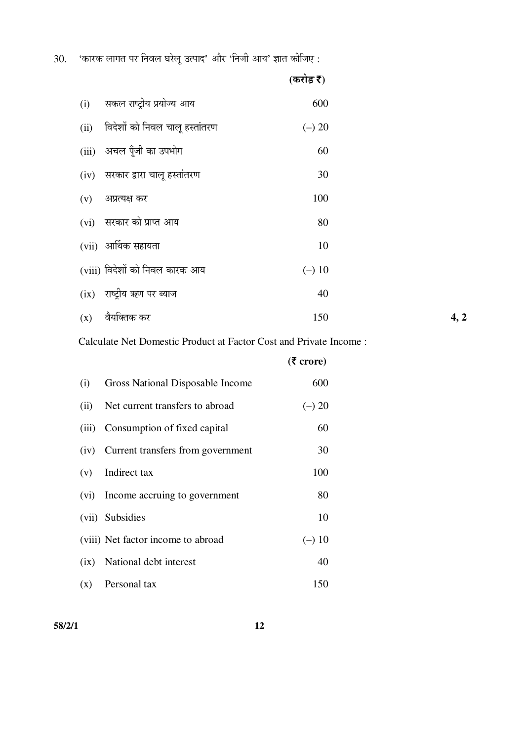30. 'कारक लागत पर निवल घरेलू उत्पाद' और 'निजी आय' ज्ञात कीजिए :

| | | (करोड़ ₹) |
|---|---|---|
| (i) | सकल राष्ट्रीय प्रयोज्य आय | 600 |
| (ii) | विदेशों को निवल चालू हस्तांतरण | (–) 20 |
| (iii) | अचल पूँजी का उपभोग | 60 |
| (iv) | सरकार द्वारा चालू हस्तांतरण | 30 |
| (v) | अप्रत्यक्ष कर | 100 |
| (vi) | सरकार को प्राप्त आय | 80 |
| (vii) | आर्थिक सहायता | 10 |
| (viii) | विदेशों को निवल कारक आय | (–) 10 |
| (ix) | राष्ट्रीय ऋण पर ब्याज | 40 |
| (x) | वैयक्तिक कर | 150 |

**4, 2**

Calculate Net Domestic Product at Factor Cost and Private Income :

| | | (₹ crore) |
|---|---|---|
| (i) | Gross National Disposable Income | 600 |
| (ii) | Net current transfers to abroad | (–) 20 |
| (iii) | Consumption of fixed capital | 60 |
| (iv) | Current transfers from government | 30 |
| (v) | Indirect tax | 100 |
| (vi) | Income accruing to government | 80 |
| (vii) | Subsidies | 10 |
| (viii) | Net factor income to abroad | (–) 10 |
| (ix) | National debt interest | 40 |
| (x) | Personal tax | 150 |

58/2/1